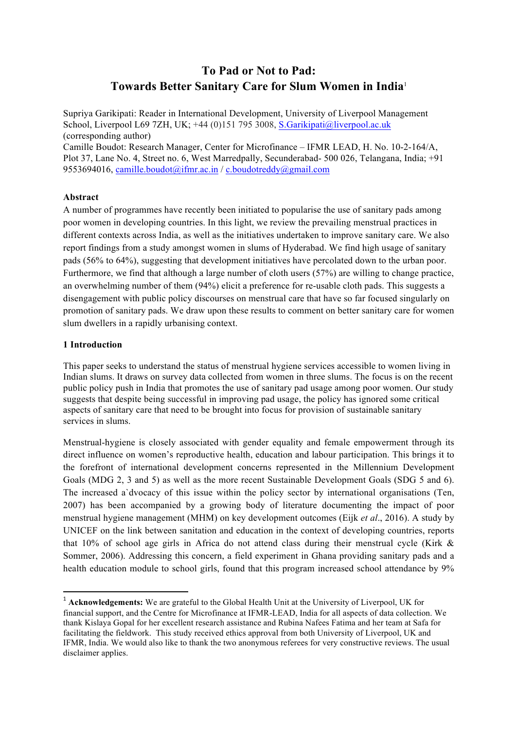# To Pad or Not to Pad: Towards Better Sanitary Care for Slum Women in India[1]

Supriya Garikipati: Reader in International Development, University of Liverpool Management School, Liverpool L69 7ZH, UK; +44 (0)151 795 3008, S.Garikipati@liverpool.ac.uk (corresponding author)
Camille Boudot: Research Manager, Center for Microfinance – IFMR LEAD, H. No. 10-2-164/A, Plot 37, Lane No. 4, Street no. 6, West Marredpally, Secunderabad- 500 026, Telangana, India; +91 9553694016, camille.boudot@ifmr.ac.in / c.boudotreddy@gmail.com

**Abstract**

A number of programmes have recently been initiated to popularise the use of sanitary pads among poor women in developing countries. In this light, we review the prevailing menstrual practices in different contexts across India, as well as the initiatives undertaken to improve sanitary care. We also report findings from a study amongst women in slums of Hyderabad. We find high usage of sanitary pads (56% to 64%), suggesting that development initiatives have percolated down to the urban poor. Furthermore, we find that although a large number of cloth users (57%) are willing to change practice, an overwhelming number of them (94%) elicit a preference for re-usable cloth pads. This suggests a disengagement with public policy discourses on menstrual care that have so far focused singularly on promotion of sanitary pads. We draw upon these results to comment on better sanitary care for women slum dwellers in a rapidly urbanising context.

## 1 Introduction

This paper seeks to understand the status of menstrual hygiene services accessible to women living in Indian slums. It draws on survey data collected from women in three slums. The focus is on the recent public policy push in India that promotes the use of sanitary pad usage among poor women. Our study suggests that despite being successful in improving pad usage, the policy has ignored some critical aspects of sanitary care that need to be brought into focus for provision of sustainable sanitary services in slums.

Menstrual-hygiene is closely associated with gender equality and female empowerment through its direct influence on women's reproductive health, education and labour participation. This brings it to the forefront of international development concerns represented in the Millennium Development Goals (MDG 2, 3 and 5) as well as the more recent Sustainable Development Goals (SDG 5 and 6). The increased a`dvocacy of this issue within the policy sector by international organisations (Ten, 2007) has been accompanied by a growing body of literature documenting the impact of poor menstrual hygiene management (MHM) on key development outcomes (Eijk *et al*., 2016). A study by UNICEF on the link between sanitation and education in the context of developing countries, reports that 10% of school age girls in Africa do not attend class during their menstrual cycle (Kirk & Sommer, 2006). Addressing this concern, a field experiment in Ghana providing sanitary pads and a health education module to school girls, found that this program increased school attendance by 9%

[1] **Acknowledgements:** We are grateful to the Global Health Unit at the University of Liverpool, UK for financial support, and the Centre for Microfinance at IFMR-LEAD, India for all aspects of data collection. We thank Kislaya Gopal for her excellent research assistance and Rubina Nafees Fatima and her team at Safa for facilitating the fieldwork. This study received ethics approval from both University of Liverpool, UK and IFMR, India. We would also like to thank the two anonymous referees for very constructive reviews. The usual disclaimer applies.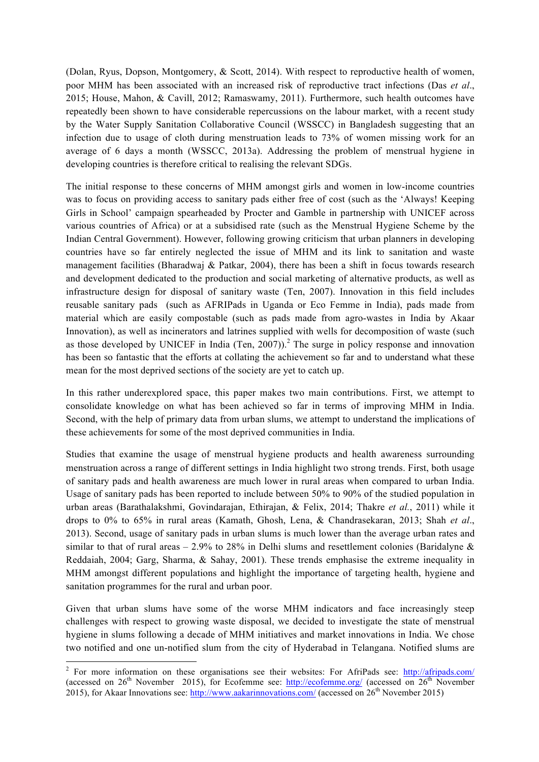(Dolan, Ryus, Dopson, Montgomery, & Scott, 2014). With respect to reproductive health of women, poor MHM has been associated with an increased risk of reproductive tract infections (Das *et al*., 2015; House, Mahon, & Cavill, 2012; Ramaswamy, 2011). Furthermore, such health outcomes have repeatedly been shown to have considerable repercussions on the labour market, with a recent study by the Water Supply Sanitation Collaborative Council (WSSCC) in Bangladesh suggesting that an infection due to usage of cloth during menstruation leads to 73% of women missing work for an average of 6 days a month (WSSCC, 2013a). Addressing the problem of menstrual hygiene in developing countries is therefore critical to realising the relevant SDGs.

The initial response to these concerns of MHM amongst girls and women in low-income countries was to focus on providing access to sanitary pads either free of cost (such as the 'Always! Keeping Girls in School' campaign spearheaded by Procter and Gamble in partnership with UNICEF across various countries of Africa) or at a subsidised rate (such as the Menstrual Hygiene Scheme by the Indian Central Government). However, following growing criticism that urban planners in developing countries have so far entirely neglected the issue of MHM and its link to sanitation and waste management facilities (Bharadwaj & Patkar, 2004), there has been a shift in focus towards research and development dedicated to the production and social marketing of alternative products, as well as infrastructure design for disposal of sanitary waste (Ten, 2007). Innovation in this field includes reusable sanitary pads (such as AFRIPads in Uganda or Eco Femme in India), pads made from material which are easily compostable (such as pads made from agro-wastes in India by Akaar Innovation), as well as incinerators and latrines supplied with wells for decomposition of waste (such as those developed by UNICEF in India (Ten, 2007)).[2] The surge in policy response and innovation has been so fantastic that the efforts at collating the achievement so far and to understand what these mean for the most deprived sections of the society are yet to catch up.

In this rather underexplored space, this paper makes two main contributions. First, we attempt to consolidate knowledge on what has been achieved so far in terms of improving MHM in India. Second, with the help of primary data from urban slums, we attempt to understand the implications of these achievements for some of the most deprived communities in India.

Studies that examine the usage of menstrual hygiene products and health awareness surrounding menstruation across a range of different settings in India highlight two strong trends. First, both usage of sanitary pads and health awareness are much lower in rural areas when compared to urban India. Usage of sanitary pads has been reported to include between 50% to 90% of the studied population in urban areas (Barathalakshmi, Govindarajan, Ethirajan, & Felix, 2014; Thakre *et al.*, 2011) while it drops to 0% to 65% in rural areas (Kamath, Ghosh, Lena, & Chandrasekaran, 2013; Shah *et al*., 2013). Second, usage of sanitary pads in urban slums is much lower than the average urban rates and similar to that of rural areas – 2.9% to 28% in Delhi slums and resettlement colonies (Baridalyne & Reddaiah, 2004; Garg, Sharma, & Sahay, 2001). These trends emphasise the extreme inequality in MHM amongst different populations and highlight the importance of targeting health, hygiene and sanitation programmes for the rural and urban poor.

Given that urban slums have some of the worse MHM indicators and face increasingly steep challenges with respect to growing waste disposal, we decided to investigate the state of menstrual hygiene in slums following a decade of MHM initiatives and market innovations in India. We chose two notified and one un-notified slum from the city of Hyderabad in Telangana. Notified slums are

---

[2] For more information on these organisations see their websites: For AfriPads see: http://afripads.com/ (accessed on 26th November 2015), for Ecofemme see: http://ecofemme.org/ (accessed on 26th November 2015), for Akaar Innovations see: http://www.aakarinnovations.com/ (accessed on 26th November 2015)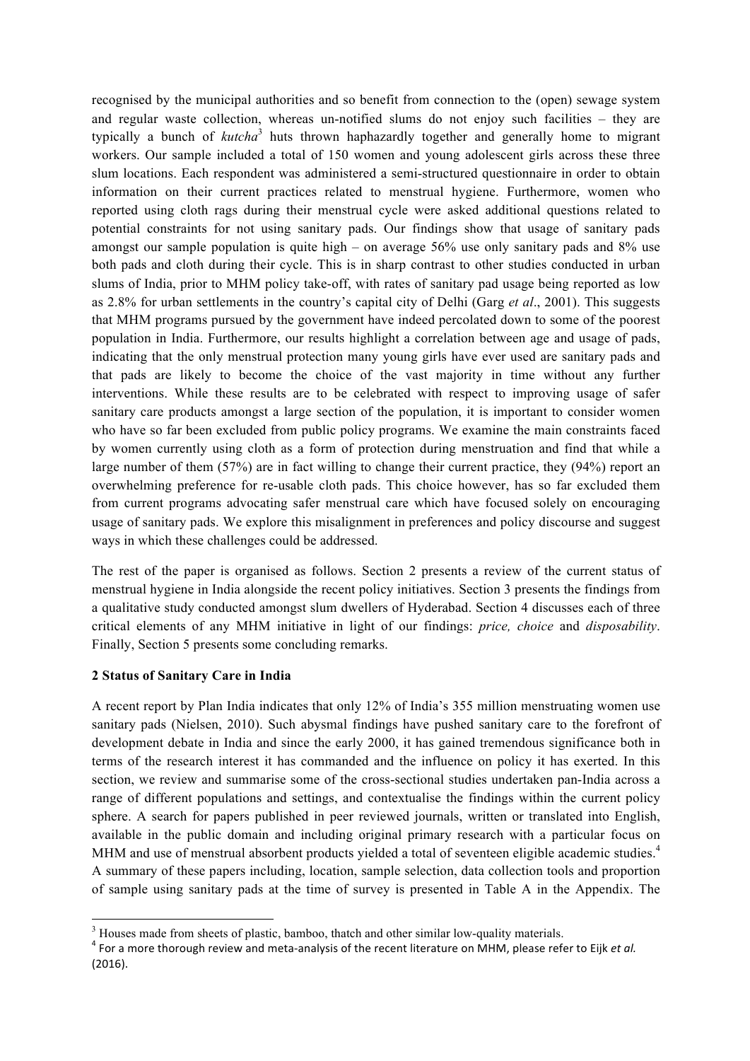recognised by the municipal authorities and so benefit from connection to the (open) sewage system and regular waste collection, whereas un-notified slums do not enjoy such facilities – they are typically a bunch of *kutcha*[3] huts thrown haphazardly together and generally home to migrant workers. Our sample included a total of 150 women and young adolescent girls across these three slum locations. Each respondent was administered a semi-structured questionnaire in order to obtain information on their current practices related to menstrual hygiene. Furthermore, women who reported using cloth rags during their menstrual cycle were asked additional questions related to potential constraints for not using sanitary pads. Our findings show that usage of sanitary pads amongst our sample population is quite high – on average 56% use only sanitary pads and 8% use both pads and cloth during their cycle. This is in sharp contrast to other studies conducted in urban slums of India, prior to MHM policy take-off, with rates of sanitary pad usage being reported as low as 2.8% for urban settlements in the country's capital city of Delhi (Garg *et al*., 2001). This suggests that MHM programs pursued by the government have indeed percolated down to some of the poorest population in India. Furthermore, our results highlight a correlation between age and usage of pads, indicating that the only menstrual protection many young girls have ever used are sanitary pads and that pads are likely to become the choice of the vast majority in time without any further interventions. While these results are to be celebrated with respect to improving usage of safer sanitary care products amongst a large section of the population, it is important to consider women who have so far been excluded from public policy programs. We examine the main constraints faced by women currently using cloth as a form of protection during menstruation and find that while a large number of them (57%) are in fact willing to change their current practice, they (94%) report an overwhelming preference for re-usable cloth pads. This choice however, has so far excluded them from current programs advocating safer menstrual care which have focused solely on encouraging usage of sanitary pads. We explore this misalignment in preferences and policy discourse and suggest ways in which these challenges could be addressed.

The rest of the paper is organised as follows. Section 2 presents a review of the current status of menstrual hygiene in India alongside the recent policy initiatives. Section 3 presents the findings from a qualitative study conducted amongst slum dwellers of Hyderabad. Section 4 discusses each of three critical elements of any MHM initiative in light of our findings: *price, choice* and *disposability*. Finally, Section 5 presents some concluding remarks.

## 2 Status of Sanitary Care in India

A recent report by Plan India indicates that only 12% of India's 355 million menstruating women use sanitary pads (Nielsen, 2010). Such abysmal findings have pushed sanitary care to the forefront of development debate in India and since the early 2000, it has gained tremendous significance both in terms of the research interest it has commanded and the influence on policy it has exerted. In this section, we review and summarise some of the cross-sectional studies undertaken pan-India across a range of different populations and settings, and contextualise the findings within the current policy sphere. A search for papers published in peer reviewed journals, written or translated into English, available in the public domain and including original primary research with a particular focus on MHM and use of menstrual absorbent products yielded a total of seventeen eligible academic studies.[4] A summary of these papers including, location, sample selection, data collection tools and proportion of sample using sanitary pads at the time of survey is presented in Table A in the Appendix. The

[3] Houses made from sheets of plastic, bamboo, thatch and other similar low-quality materials.

[4] For a more thorough review and meta-analysis of the recent literature on MHM, please refer to Eijk *et al.* (2016).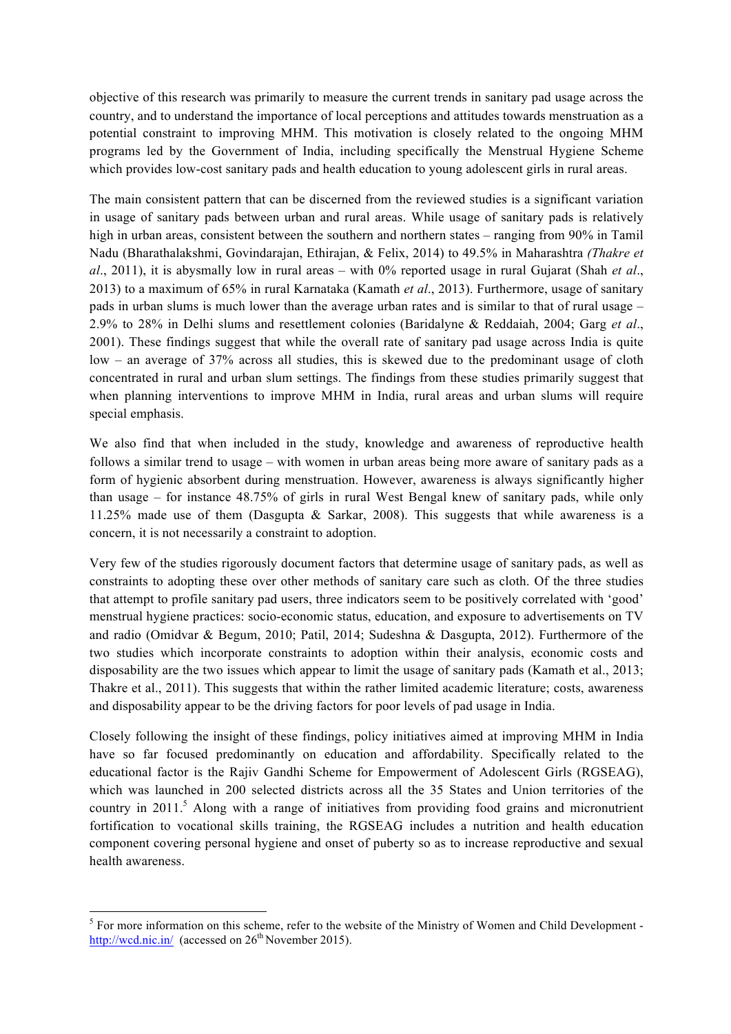objective of this research was primarily to measure the current trends in sanitary pad usage across the country, and to understand the importance of local perceptions and attitudes towards menstruation as a potential constraint to improving MHM. This motivation is closely related to the ongoing MHM programs led by the Government of India, including specifically the Menstrual Hygiene Scheme which provides low-cost sanitary pads and health education to young adolescent girls in rural areas.

The main consistent pattern that can be discerned from the reviewed studies is a significant variation in usage of sanitary pads between urban and rural areas. While usage of sanitary pads is relatively high in urban areas, consistent between the southern and northern states – ranging from 90% in Tamil Nadu (Bharathalakshmi, Govindarajan, Ethirajan, & Felix, 2014) to 49.5% in Maharashtra *(Thakre et al*., 2011), it is abysmally low in rural areas – with 0% reported usage in rural Gujarat (Shah *et al*., 2013) to a maximum of 65% in rural Karnataka (Kamath *et al*., 2013). Furthermore, usage of sanitary pads in urban slums is much lower than the average urban rates and is similar to that of rural usage – 2.9% to 28% in Delhi slums and resettlement colonies (Baridalyne & Reddaiah, 2004; Garg *et al*., 2001). These findings suggest that while the overall rate of sanitary pad usage across India is quite low – an average of 37% across all studies, this is skewed due to the predominant usage of cloth concentrated in rural and urban slum settings. The findings from these studies primarily suggest that when planning interventions to improve MHM in India, rural areas and urban slums will require special emphasis.

We also find that when included in the study, knowledge and awareness of reproductive health follows a similar trend to usage – with women in urban areas being more aware of sanitary pads as a form of hygienic absorbent during menstruation. However, awareness is always significantly higher than usage – for instance 48.75% of girls in rural West Bengal knew of sanitary pads, while only 11.25% made use of them (Dasgupta & Sarkar, 2008). This suggests that while awareness is a concern, it is not necessarily a constraint to adoption.

Very few of the studies rigorously document factors that determine usage of sanitary pads, as well as constraints to adopting these over other methods of sanitary care such as cloth. Of the three studies that attempt to profile sanitary pad users, three indicators seem to be positively correlated with 'good' menstrual hygiene practices: socio-economic status, education, and exposure to advertisements on TV and radio (Omidvar & Begum, 2010; Patil, 2014; Sudeshna & Dasgupta, 2012). Furthermore of the two studies which incorporate constraints to adoption within their analysis, economic costs and disposability are the two issues which appear to limit the usage of sanitary pads (Kamath et al., 2013; Thakre et al., 2011). This suggests that within the rather limited academic literature; costs, awareness and disposability appear to be the driving factors for poor levels of pad usage in India.

Closely following the insight of these findings, policy initiatives aimed at improving MHM in India have so far focused predominantly on education and affordability. Specifically related to the educational factor is the Rajiv Gandhi Scheme for Empowerment of Adolescent Girls (RGSEAG), which was launched in 200 selected districts across all the 35 States and Union territories of the country in 2011.[5] Along with a range of initiatives from providing food grains and micronutrient fortification to vocational skills training, the RGSEAG includes a nutrition and health education component covering personal hygiene and onset of puberty so as to increase reproductive and sexual health awareness.

---

[5] For more information on this scheme, refer to the website of the Ministry of Women and Child Development - http://wcd.nic.in/ (accessed on 26th November 2015).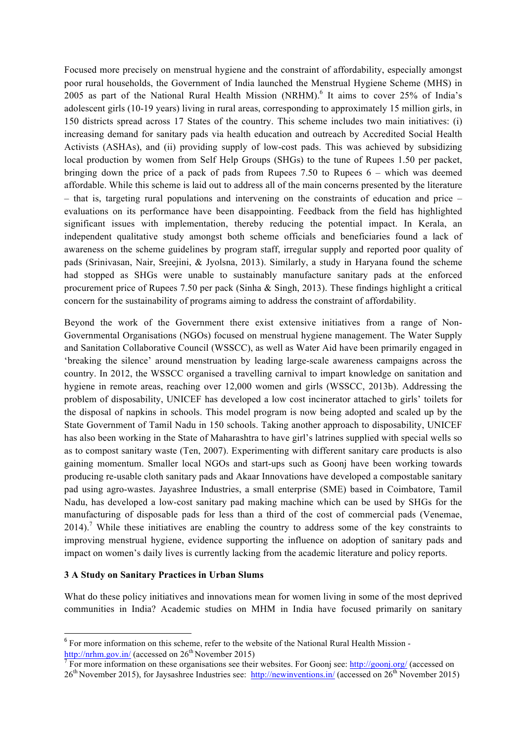Focused more precisely on menstrual hygiene and the constraint of affordability, especially amongst poor rural households, the Government of India launched the Menstrual Hygiene Scheme (MHS) in 2005 as part of the National Rural Health Mission (NRHM).[6] It aims to cover 25% of India's adolescent girls (10-19 years) living in rural areas, corresponding to approximately 15 million girls, in 150 districts spread across 17 States of the country. This scheme includes two main initiatives: (i) increasing demand for sanitary pads via health education and outreach by Accredited Social Health Activists (ASHAs), and (ii) providing supply of low-cost pads. This was achieved by subsidizing local production by women from Self Help Groups (SHGs) to the tune of Rupees 1.50 per packet, bringing down the price of a pack of pads from Rupees 7.50 to Rupees 6 – which was deemed affordable. While this scheme is laid out to address all of the main concerns presented by the literature – that is, targeting rural populations and intervening on the constraints of education and price – evaluations on its performance have been disappointing. Feedback from the field has highlighted significant issues with implementation, thereby reducing the potential impact. In Kerala, an independent qualitative study amongst both scheme officials and beneficiaries found a lack of awareness on the scheme guidelines by program staff, irregular supply and reported poor quality of pads (Srinivasan, Nair, Sreejini, & Jyolsna, 2013). Similarly, a study in Haryana found the scheme had stopped as SHGs were unable to sustainably manufacture sanitary pads at the enforced procurement price of Rupees 7.50 per pack (Sinha & Singh, 2013). These findings highlight a critical concern for the sustainability of programs aiming to address the constraint of affordability.

Beyond the work of the Government there exist extensive initiatives from a range of Non-Governmental Organisations (NGOs) focused on menstrual hygiene management. The Water Supply and Sanitation Collaborative Council (WSSCC), as well as Water Aid have been primarily engaged in 'breaking the silence' around menstruation by leading large-scale awareness campaigns across the country. In 2012, the WSSCC organised a travelling carnival to impart knowledge on sanitation and hygiene in remote areas, reaching over 12,000 women and girls (WSSCC, 2013b). Addressing the problem of disposability, UNICEF has developed a low cost incinerator attached to girls' toilets for the disposal of napkins in schools. This model program is now being adopted and scaled up by the State Government of Tamil Nadu in 150 schools. Taking another approach to disposability, UNICEF has also been working in the State of Maharashtra to have girl's latrines supplied with special wells so as to compost sanitary waste (Ten, 2007). Experimenting with different sanitary care products is also gaining momentum. Smaller local NGOs and start-ups such as Goonj have been working towards producing re-usable cloth sanitary pads and Akaar Innovations have developed a compostable sanitary pad using agro-wastes. Jayashree Industries, a small enterprise (SME) based in Coimbatore, Tamil Nadu, has developed a low-cost sanitary pad making machine which can be used by SHGs for the manufacturing of disposable pads for less than a third of the cost of commercial pads (Venemae, 2014).[7] While these initiatives are enabling the country to address some of the key constraints to improving menstrual hygiene, evidence supporting the influence on adoption of sanitary pads and impact on women's daily lives is currently lacking from the academic literature and policy reports.

## 3 A Study on Sanitary Practices in Urban Slums

What do these policy initiatives and innovations mean for women living in some of the most deprived communities in India? Academic studies on MHM in India have focused primarily on sanitary

---

[6] For more information on this scheme, refer to the website of the National Rural Health Mission - http://nrhm.gov.in/ (accessed on 26th November 2015)

[7] For more information on these organisations see their websites. For Goonj see: http://goonj.org/ (accessed on 26th November 2015), for Jaysashree Industries see: http://newinventions.in/ (accessed on 26th November 2015)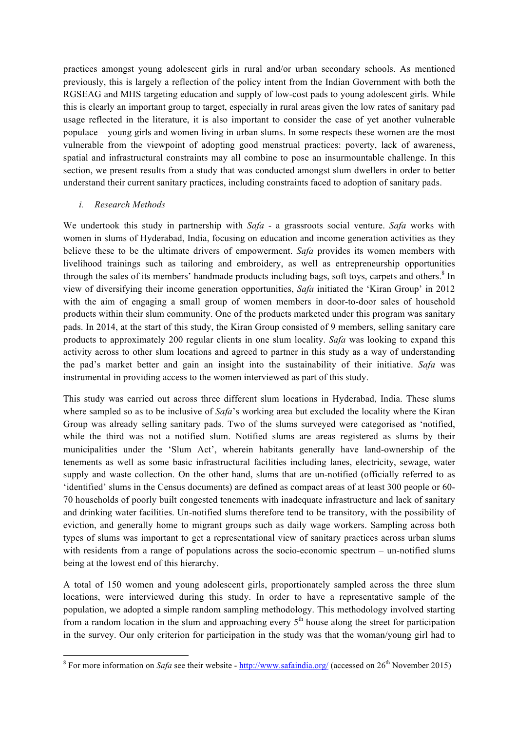practices amongst young adolescent girls in rural and/or urban secondary schools. As mentioned previously, this is largely a reflection of the policy intent from the Indian Government with both the RGSEAG and MHS targeting education and supply of low-cost pads to young adolescent girls. While this is clearly an important group to target, especially in rural areas given the low rates of sanitary pad usage reflected in the literature, it is also important to consider the case of yet another vulnerable populace – young girls and women living in urban slums. In some respects these women are the most vulnerable from the viewpoint of adopting good menstrual practices: poverty, lack of awareness, spatial and infrastructural constraints may all combine to pose an insurmountable challenge. In this section, we present results from a study that was conducted amongst slum dwellers in order to better understand their current sanitary practices, including constraints faced to adoption of sanitary pads.

*i. Research Methods*

We undertook this study in partnership with *Safa* - a grassroots social venture. *Safa* works with women in slums of Hyderabad, India, focusing on education and income generation activities as they believe these to be the ultimate drivers of empowerment. *Safa* provides its women members with livelihood trainings such as tailoring and embroidery, as well as entrepreneurship opportunities through the sales of its members' handmade products including bags, soft toys, carpets and others.[8] In view of diversifying their income generation opportunities, *Safa* initiated the 'Kiran Group' in 2012 with the aim of engaging a small group of women members in door-to-door sales of household products within their slum community. One of the products marketed under this program was sanitary pads. In 2014, at the start of this study, the Kiran Group consisted of 9 members, selling sanitary care products to approximately 200 regular clients in one slum locality. *Safa* was looking to expand this activity across to other slum locations and agreed to partner in this study as a way of understanding the pad's market better and gain an insight into the sustainability of their initiative. *Safa* was instrumental in providing access to the women interviewed as part of this study.

This study was carried out across three different slum locations in Hyderabad, India. These slums where sampled so as to be inclusive of *Safa*'s working area but excluded the locality where the Kiran Group was already selling sanitary pads. Two of the slums surveyed were categorised as 'notified, while the third was not a notified slum. Notified slums are areas registered as slums by their municipalities under the 'Slum Act', wherein habitants generally have land-ownership of the tenements as well as some basic infrastructural facilities including lanes, electricity, sewage, water supply and waste collection. On the other hand, slums that are un-notified (officially referred to as 'identified' slums in the Census documents) are defined as compact areas of at least 300 people or 60-70 households of poorly built congested tenements with inadequate infrastructure and lack of sanitary and drinking water facilities. Un-notified slums therefore tend to be transitory, with the possibility of eviction, and generally home to migrant groups such as daily wage workers. Sampling across both types of slums was important to get a representational view of sanitary practices across urban slums with residents from a range of populations across the socio-economic spectrum – un-notified slums being at the lowest end of this hierarchy.

A total of 150 women and young adolescent girls, proportionately sampled across the three slum locations, were interviewed during this study. In order to have a representative sample of the population, we adopted a simple random sampling methodology. This methodology involved starting from a random location in the slum and approaching every 5th house along the street for participation in the survey. Our only criterion for participation in the study was that the woman/young girl had to

[8] For more information on *Safa* see their website - http://www.safaindia.org/ (accessed on 26th November 2015)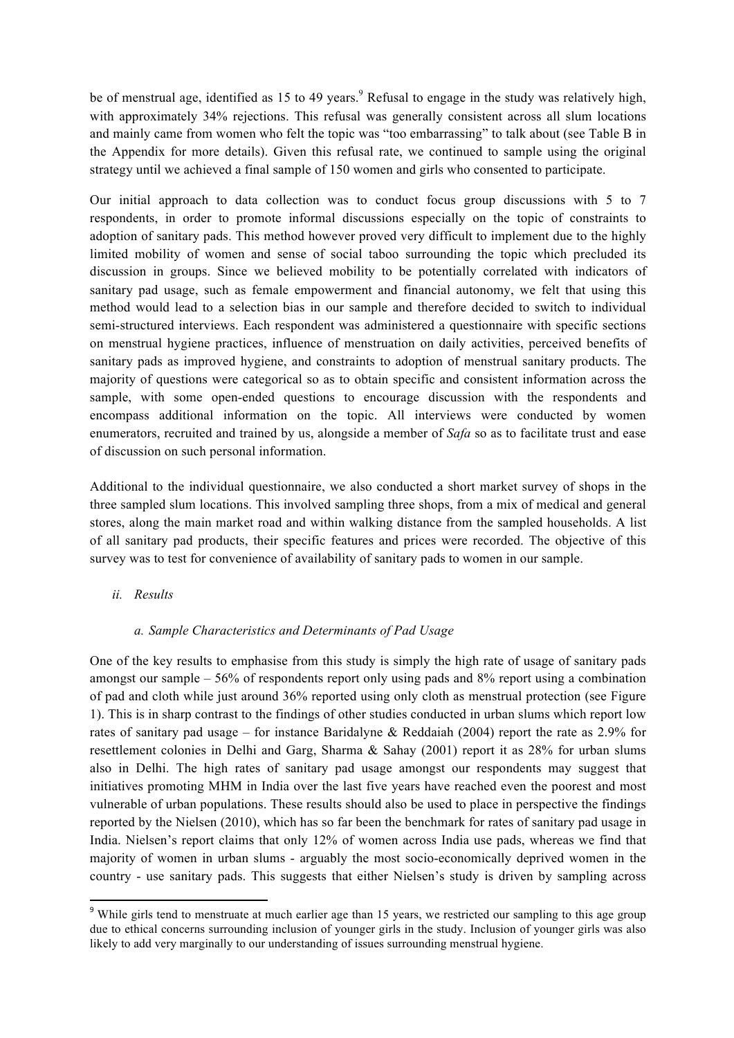be of menstrual age, identified as 15 to 49 years.[9] Refusal to engage in the study was relatively high, with approximately 34% rejections. This refusal was generally consistent across all slum locations and mainly came from women who felt the topic was "too embarrassing" to talk about (see Table B in the Appendix for more details). Given this refusal rate, we continued to sample using the original strategy until we achieved a final sample of 150 women and girls who consented to participate.

Our initial approach to data collection was to conduct focus group discussions with 5 to 7 respondents, in order to promote informal discussions especially on the topic of constraints to adoption of sanitary pads. This method however proved very difficult to implement due to the highly limited mobility of women and sense of social taboo surrounding the topic which precluded its discussion in groups. Since we believed mobility to be potentially correlated with indicators of sanitary pad usage, such as female empowerment and financial autonomy, we felt that using this method would lead to a selection bias in our sample and therefore decided to switch to individual semi-structured interviews. Each respondent was administered a questionnaire with specific sections on menstrual hygiene practices, influence of menstruation on daily activities, perceived benefits of sanitary pads as improved hygiene, and constraints to adoption of menstrual sanitary products. The majority of questions were categorical so as to obtain specific and consistent information across the sample, with some open-ended questions to encourage discussion with the respondents and encompass additional information on the topic. All interviews were conducted by women enumerators, recruited and trained by us, alongside a member of *Safa* so as to facilitate trust and ease of discussion on such personal information.

Additional to the individual questionnaire, we also conducted a short market survey of shops in the three sampled slum locations. This involved sampling three shops, from a mix of medical and general stores, along the main market road and within walking distance from the sampled households. A list of all sanitary pad products, their specific features and prices were recorded. The objective of this survey was to test for convenience of availability of sanitary pads to women in our sample.

### *ii. Results*

#### *a. Sample Characteristics and Determinants of Pad Usage*

One of the key results to emphasise from this study is simply the high rate of usage of sanitary pads amongst our sample – 56% of respondents report only using pads and 8% report using a combination of pad and cloth while just around 36% reported using only cloth as menstrual protection (see Figure 1). This is in sharp contrast to the findings of other studies conducted in urban slums which report low rates of sanitary pad usage – for instance Baridalyne & Reddaiah (2004) report the rate as 2.9% for resettlement colonies in Delhi and Garg, Sharma & Sahay (2001) report it as 28% for urban slums also in Delhi. The high rates of sanitary pad usage amongst our respondents may suggest that initiatives promoting MHM in India over the last five years have reached even the poorest and most vulnerable of urban populations. These results should also be used to place in perspective the findings reported by the Nielsen (2010), which has so far been the benchmark for rates of sanitary pad usage in India. Nielsen's report claims that only 12% of women across India use pads, whereas we find that majority of women in urban slums - arguably the most socio-economically deprived women in the country - use sanitary pads. This suggests that either Nielsen's study is driven by sampling across

[9] While girls tend to menstruate at much earlier age than 15 years, we restricted our sampling to this age group due to ethical concerns surrounding inclusion of younger girls in the study. Inclusion of younger girls was also likely to add very marginally to our understanding of issues surrounding menstrual hygiene.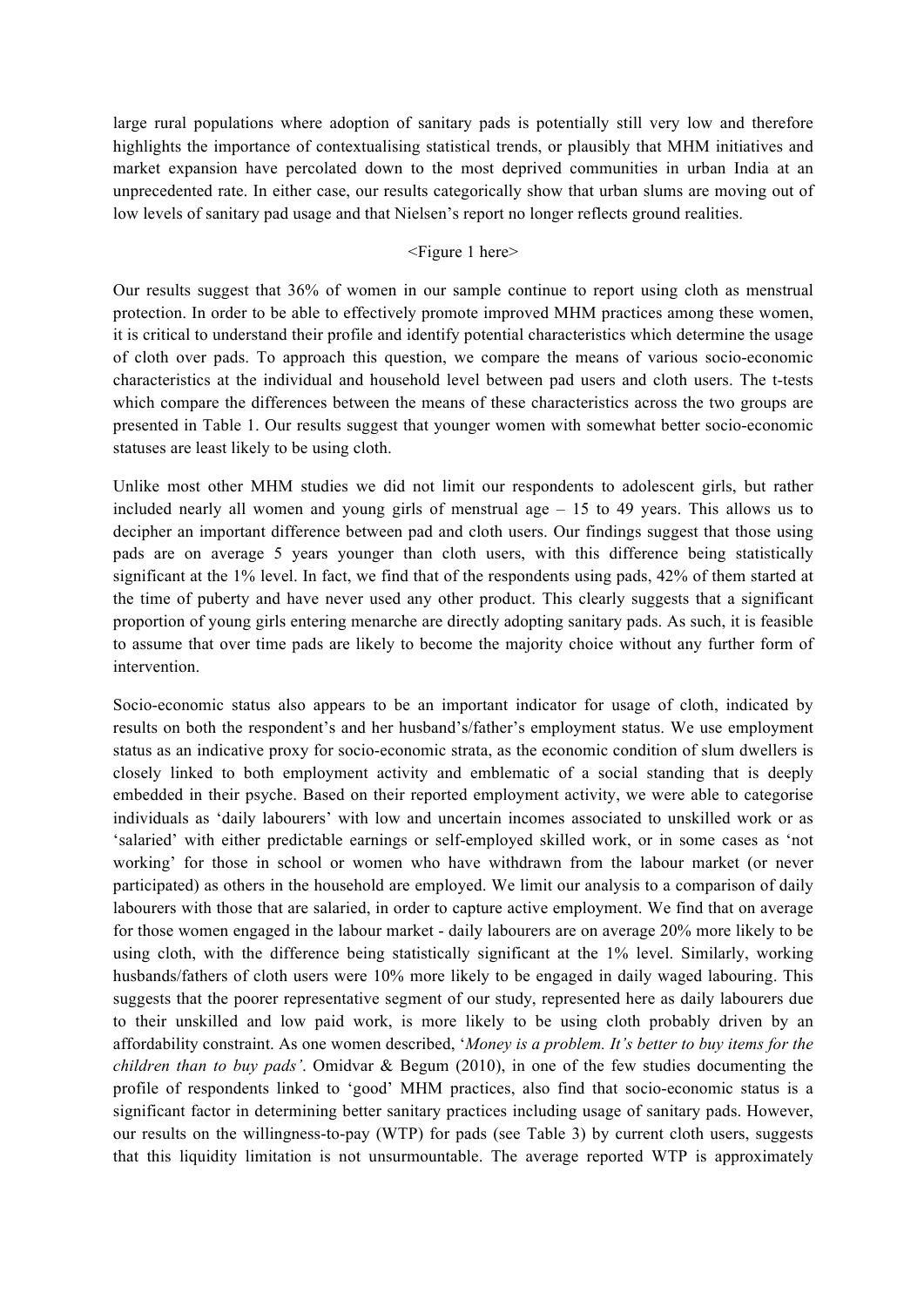large rural populations where adoption of sanitary pads is potentially still very low and therefore highlights the importance of contextualising statistical trends, or plausibly that MHM initiatives and market expansion have percolated down to the most deprived communities in urban India at an unprecedented rate. In either case, our results categorically show that urban slums are moving out of low levels of sanitary pad usage and that Nielsen's report no longer reflects ground realities.

<Figure 1 here>

Our results suggest that 36% of women in our sample continue to report using cloth as menstrual protection. In order to be able to effectively promote improved MHM practices among these women, it is critical to understand their profile and identify potential characteristics which determine the usage of cloth over pads. To approach this question, we compare the means of various socio-economic characteristics at the individual and household level between pad users and cloth users. The t-tests which compare the differences between the means of these characteristics across the two groups are presented in Table 1. Our results suggest that younger women with somewhat better socio-economic statuses are least likely to be using cloth.

Unlike most other MHM studies we did not limit our respondents to adolescent girls, but rather included nearly all women and young girls of menstrual age – 15 to 49 years. This allows us to decipher an important difference between pad and cloth users. Our findings suggest that those using pads are on average 5 years younger than cloth users, with this difference being statistically significant at the 1% level. In fact, we find that of the respondents using pads, 42% of them started at the time of puberty and have never used any other product. This clearly suggests that a significant proportion of young girls entering menarche are directly adopting sanitary pads. As such, it is feasible to assume that over time pads are likely to become the majority choice without any further form of intervention.

Socio-economic status also appears to be an important indicator for usage of cloth, indicated by results on both the respondent's and her husband's/father's employment status. We use employment status as an indicative proxy for socio-economic strata, as the economic condition of slum dwellers is closely linked to both employment activity and emblematic of a social standing that is deeply embedded in their psyche. Based on their reported employment activity, we were able to categorise individuals as 'daily labourers' with low and uncertain incomes associated to unskilled work or as 'salaried' with either predictable earnings or self-employed skilled work, or in some cases as 'not working' for those in school or women who have withdrawn from the labour market (or never participated) as others in the household are employed. We limit our analysis to a comparison of daily labourers with those that are salaried, in order to capture active employment. We find that on average for those women engaged in the labour market - daily labourers are on average 20% more likely to be using cloth, with the difference being statistically significant at the 1% level. Similarly, working husbands/fathers of cloth users were 10% more likely to be engaged in daily waged labouring. This suggests that the poorer representative segment of our study, represented here as daily labourers due to their unskilled and low paid work, is more likely to be using cloth probably driven by an affordability constraint. As one women described, '*Money is a problem. It's better to buy items for the children than to buy pads'*. Omidvar & Begum (2010), in one of the few studies documenting the profile of respondents linked to 'good' MHM practices, also find that socio-economic status is a significant factor in determining better sanitary practices including usage of sanitary pads. However, our results on the willingness-to-pay (WTP) for pads (see Table 3) by current cloth users, suggests that this liquidity limitation is not unsurmountable. The average reported WTP is approximately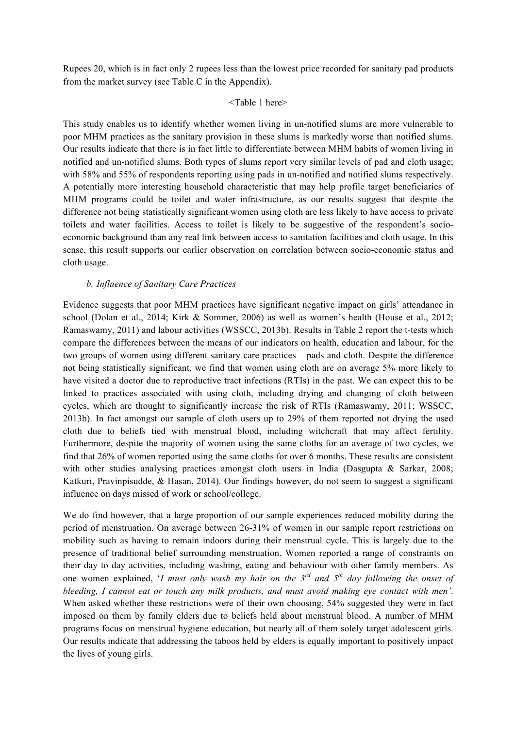Rupees 20, which is in fact only 2 rupees less than the lowest price recorded for sanitary pad products from the market survey (see Table C in the Appendix).

<Table 1 here>

This study enables us to identify whether women living in un-notified slums are more vulnerable to poor MHM practices as the sanitary provision in these slums is markedly worse than notified slums. Our results indicate that there is in fact little to differentiate between MHM habits of women living in notified and un-notified slums. Both types of slums report very similar levels of pad and cloth usage; with 58% and 55% of respondents reporting using pads in un-notified and notified slums respectively. A potentially more interesting household characteristic that may help profile target beneficiaries of MHM programs could be toilet and water infrastructure, as our results suggest that despite the difference not being statistically significant women using cloth are less likely to have access to private toilets and water facilities. Access to toilet is likely to be suggestive of the respondent's socio-economic background than any real link between access to sanitation facilities and cloth usage. In this sense, this result supports our earlier observation on correlation between socio-economic status and cloth usage.

*b. Influence of Sanitary Care Practices*

Evidence suggests that poor MHM practices have significant negative impact on girls' attendance in school (Dolan et al., 2014; Kirk & Sommer, 2006) as well as women's health (House et al., 2012; Ramaswamy, 2011) and labour activities (WSSCC, 2013b). Results in Table 2 report the t-tests which compare the differences between the means of our indicators on health, education and labour, for the two groups of women using different sanitary care practices – pads and cloth. Despite the difference not being statistically significant, we find that women using cloth are on average 5% more likely to have visited a doctor due to reproductive tract infections (RTIs) in the past. We can expect this to be linked to practices associated with using cloth, including drying and changing of cloth between cycles, which are thought to significantly increase the risk of RTIs (Ramaswamy, 2011; WSSCC, 2013b). In fact amongst our sample of cloth users up to 29% of them reported not drying the used cloth due to beliefs tied with menstrual blood, including witchcraft that may affect fertility. Furthermore, despite the majority of women using the same cloths for an average of two cycles, we find that 26% of women reported using the same cloths for over 6 months. These results are consistent with other studies analysing practices amongst cloth users in India (Dasgupta & Sarkar, 2008; Katkuri, Pravinpisudde, & Hasan, 2014). Our findings however, do not seem to suggest a significant influence on days missed of work or school/college.

We do find however, that a large proportion of our sample experiences reduced mobility during the period of menstruation. On average between 26-31% of women in our sample report restrictions on mobility such as having to remain indoors during their menstrual cycle. This is largely due to the presence of traditional belief surrounding menstruation. Women reported a range of constraints on their day to day activities, including washing, eating and behaviour with other family members. As one women explained, '*I must only wash my hair on the 3rd and 5th day following the onset of bleeding, I cannot eat or touch any milk products, and must avoid making eye contact with men*'. When asked whether these restrictions were of their own choosing, 54% suggested they were in fact imposed on them by family elders due to beliefs held about menstrual blood. A number of MHM programs focus on menstrual hygiene education, but nearly all of them solely target adolescent girls. Our results indicate that addressing the taboos held by elders is equally important to positively impact the lives of young girls.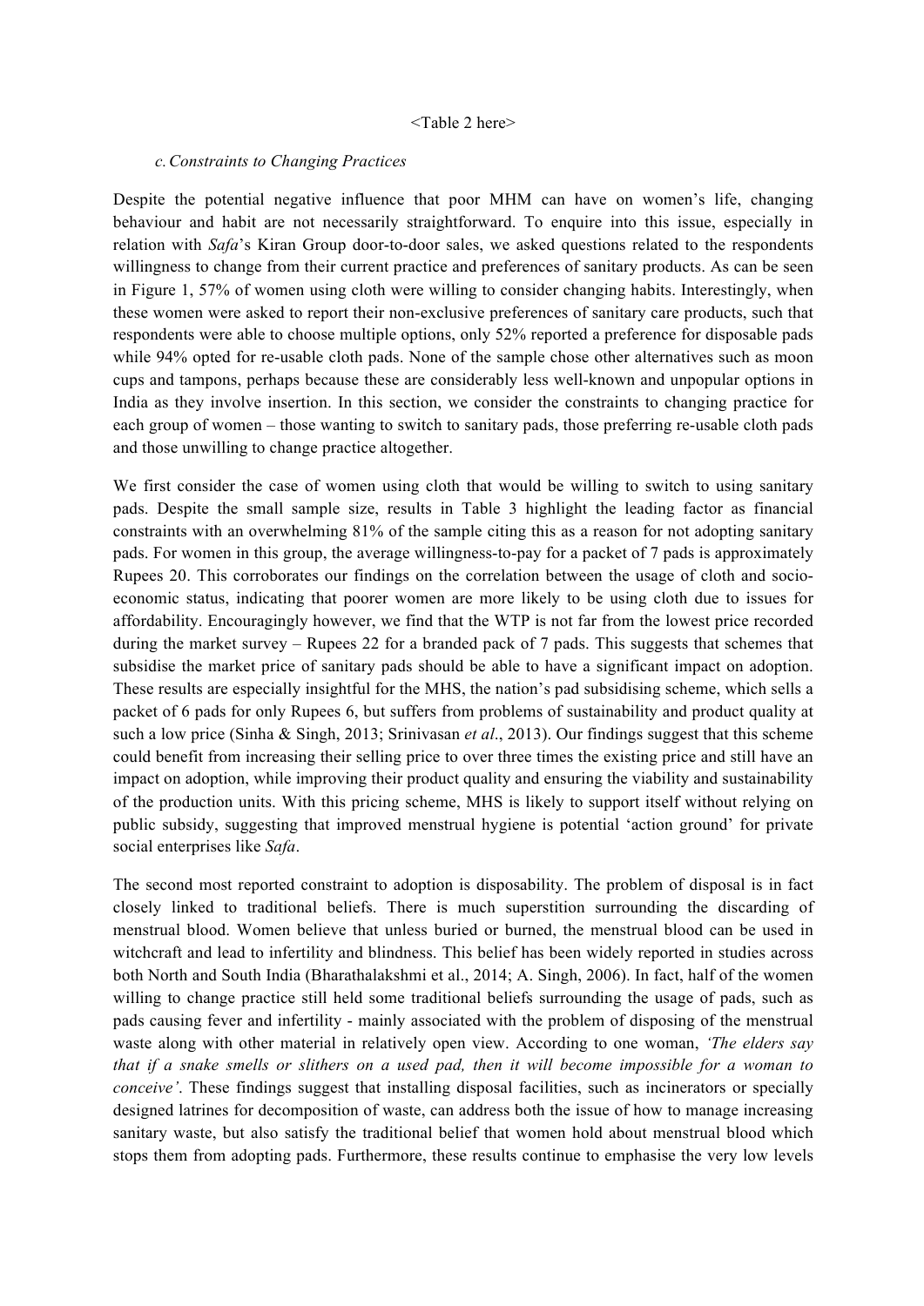<Table 2 here>

### *c. Constraints to Changing Practices*

Despite the potential negative influence that poor MHM can have on women's life, changing behaviour and habit are not necessarily straightforward. To enquire into this issue, especially in relation with *Safa*'s Kiran Group door-to-door sales, we asked questions related to the respondents willingness to change from their current practice and preferences of sanitary products. As can be seen in Figure 1, 57% of women using cloth were willing to consider changing habits. Interestingly, when these women were asked to report their non-exclusive preferences of sanitary care products, such that respondents were able to choose multiple options, only 52% reported a preference for disposable pads while 94% opted for re-usable cloth pads. None of the sample chose other alternatives such as moon cups and tampons, perhaps because these are considerably less well-known and unpopular options in India as they involve insertion. In this section, we consider the constraints to changing practice for each group of women – those wanting to switch to sanitary pads, those preferring re-usable cloth pads and those unwilling to change practice altogether.

We first consider the case of women using cloth that would be willing to switch to using sanitary pads. Despite the small sample size, results in Table 3 highlight the leading factor as financial constraints with an overwhelming 81% of the sample citing this as a reason for not adopting sanitary pads. For women in this group, the average willingness-to-pay for a packet of 7 pads is approximately Rupees 20. This corroborates our findings on the correlation between the usage of cloth and socio-economic status, indicating that poorer women are more likely to be using cloth due to issues for affordability. Encouragingly however, we find that the WTP is not far from the lowest price recorded during the market survey – Rupees 22 for a branded pack of 7 pads. This suggests that schemes that subsidise the market price of sanitary pads should be able to have a significant impact on adoption. These results are especially insightful for the MHS, the nation's pad subsidising scheme, which sells a packet of 6 pads for only Rupees 6, but suffers from problems of sustainability and product quality at such a low price (Sinha & Singh, 2013; Srinivasan *et al*., 2013). Our findings suggest that this scheme could benefit from increasing their selling price to over three times the existing price and still have an impact on adoption, while improving their product quality and ensuring the viability and sustainability of the production units. With this pricing scheme, MHS is likely to support itself without relying on public subsidy, suggesting that improved menstrual hygiene is potential 'action ground' for private social enterprises like *Safa*.

The second most reported constraint to adoption is disposability. The problem of disposal is in fact closely linked to traditional beliefs. There is much superstition surrounding the discarding of menstrual blood. Women believe that unless buried or burned, the menstrual blood can be used in witchcraft and lead to infertility and blindness. This belief has been widely reported in studies across both North and South India (Bharathalakshmi et al., 2014; A. Singh, 2006). In fact, half of the women willing to change practice still held some traditional beliefs surrounding the usage of pads, such as pads causing fever and infertility - mainly associated with the problem of disposing of the menstrual waste along with other material in relatively open view. According to one woman, *'The elders say that if a snake smells or slithers on a used pad, then it will become impossible for a woman to conceive'*. These findings suggest that installing disposal facilities, such as incinerators or specially designed latrines for decomposition of waste, can address both the issue of how to manage increasing sanitary waste, but also satisfy the traditional belief that women hold about menstrual blood which stops them from adopting pads. Furthermore, these results continue to emphasise the very low levels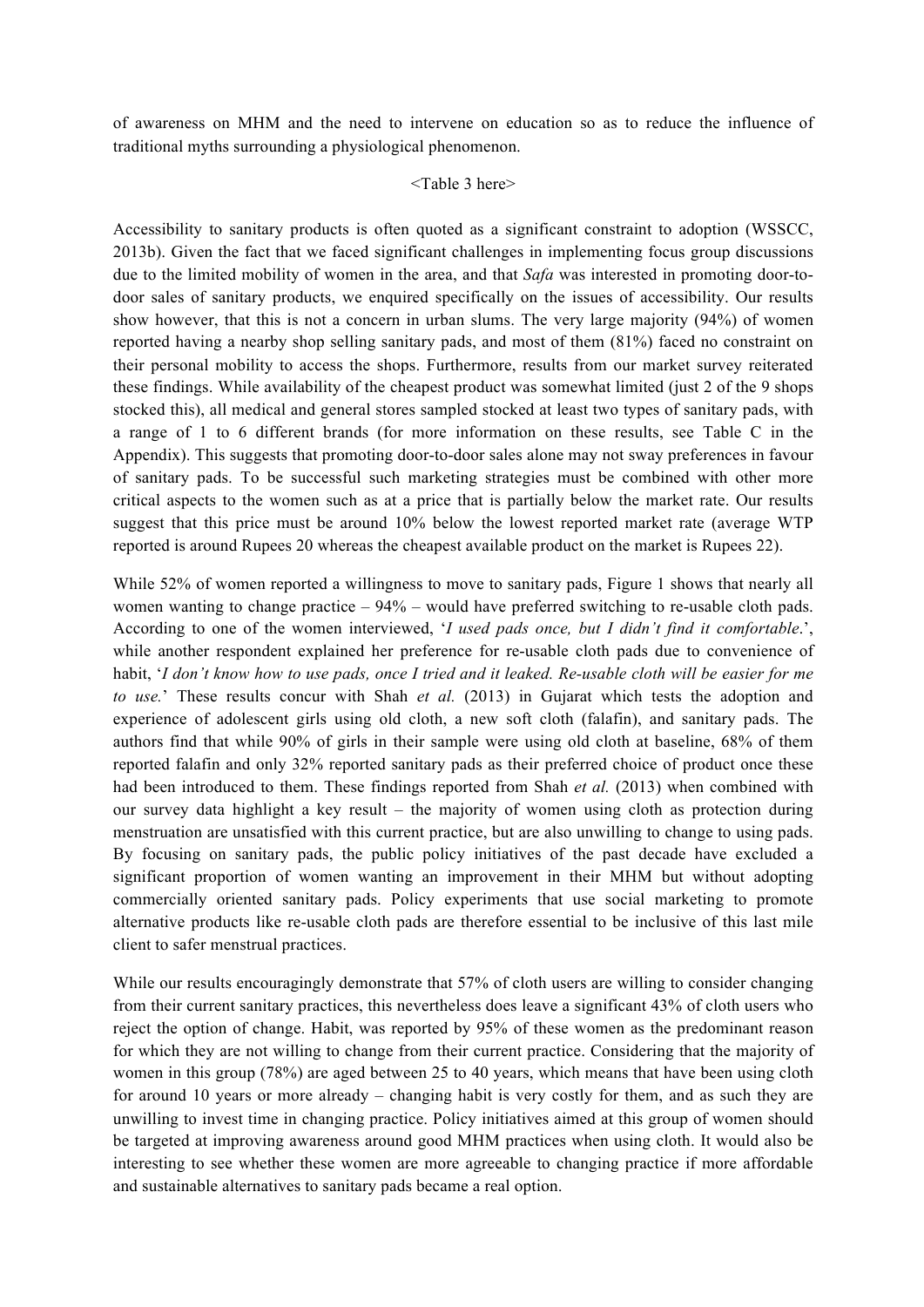of awareness on MHM and the need to intervene on education so as to reduce the influence of traditional myths surrounding a physiological phenomenon.

<Table 3 here>

Accessibility to sanitary products is often quoted as a significant constraint to adoption (WSSCC, 2013b). Given the fact that we faced significant challenges in implementing focus group discussions due to the limited mobility of women in the area, and that *Safa* was interested in promoting door-to-door sales of sanitary products, we enquired specifically on the issues of accessibility. Our results show however, that this is not a concern in urban slums. The very large majority (94%) of women reported having a nearby shop selling sanitary pads, and most of them (81%) faced no constraint on their personal mobility to access the shops. Furthermore, results from our market survey reiterated these findings. While availability of the cheapest product was somewhat limited (just 2 of the 9 shops stocked this), all medical and general stores sampled stocked at least two types of sanitary pads, with a range of 1 to 6 different brands (for more information on these results, see Table C in the Appendix). This suggests that promoting door-to-door sales alone may not sway preferences in favour of sanitary pads. To be successful such marketing strategies must be combined with other more critical aspects to the women such as at a price that is partially below the market rate. Our results suggest that this price must be around 10% below the lowest reported market rate (average WTP reported is around Rupees 20 whereas the cheapest available product on the market is Rupees 22).

While 52% of women reported a willingness to move to sanitary pads, Figure 1 shows that nearly all women wanting to change practice – 94% – would have preferred switching to re-usable cloth pads. According to one of the women interviewed, '*I used pads once, but I didn't find it comfortable*.', while another respondent explained her preference for re-usable cloth pads due to convenience of habit, '*I don't know how to use pads, once I tried and it leaked. Re-usable cloth will be easier for me to use.*' These results concur with Shah *et al.* (2013) in Gujarat which tests the adoption and experience of adolescent girls using old cloth, a new soft cloth (falafin), and sanitary pads. The authors find that while 90% of girls in their sample were using old cloth at baseline, 68% of them reported falafin and only 32% reported sanitary pads as their preferred choice of product once these had been introduced to them. These findings reported from Shah *et al.* (2013) when combined with our survey data highlight a key result – the majority of women using cloth as protection during menstruation are unsatisfied with this current practice, but are also unwilling to change to using pads. By focusing on sanitary pads, the public policy initiatives of the past decade have excluded a significant proportion of women wanting an improvement in their MHM but without adopting commercially oriented sanitary pads. Policy experiments that use social marketing to promote alternative products like re-usable cloth pads are therefore essential to be inclusive of this last mile client to safer menstrual practices.

While our results encouragingly demonstrate that 57% of cloth users are willing to consider changing from their current sanitary practices, this nevertheless does leave a significant 43% of cloth users who reject the option of change. Habit, was reported by 95% of these women as the predominant reason for which they are not willing to change from their current practice. Considering that the majority of women in this group (78%) are aged between 25 to 40 years, which means that have been using cloth for around 10 years or more already – changing habit is very costly for them, and as such they are unwilling to invest time in changing practice. Policy initiatives aimed at this group of women should be targeted at improving awareness around good MHM practices when using cloth. It would also be interesting to see whether these women are more agreeable to changing practice if more affordable and sustainable alternatives to sanitary pads became a real option.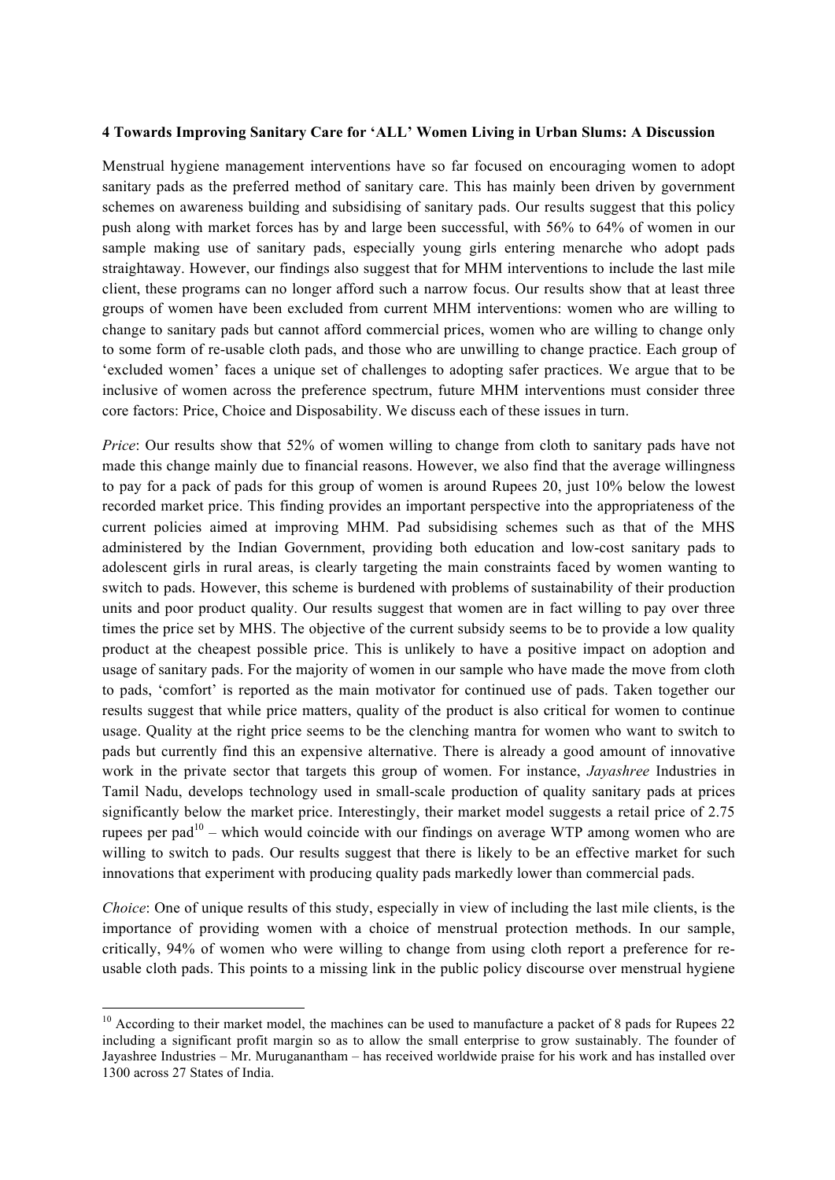## 4 Towards Improving Sanitary Care for 'ALL' Women Living in Urban Slums: A Discussion

Menstrual hygiene management interventions have so far focused on encouraging women to adopt sanitary pads as the preferred method of sanitary care. This has mainly been driven by government schemes on awareness building and subsidising of sanitary pads. Our results suggest that this policy push along with market forces has by and large been successful, with 56% to 64% of women in our sample making use of sanitary pads, especially young girls entering menarche who adopt pads straightaway. However, our findings also suggest that for MHM interventions to include the last mile client, these programs can no longer afford such a narrow focus. Our results show that at least three groups of women have been excluded from current MHM interventions: women who are willing to change to sanitary pads but cannot afford commercial prices, women who are willing to change only to some form of re-usable cloth pads, and those who are unwilling to change practice. Each group of 'excluded women' faces a unique set of challenges to adopting safer practices. We argue that to be inclusive of women across the preference spectrum, future MHM interventions must consider three core factors: Price, Choice and Disposability. We discuss each of these issues in turn.

*Price*: Our results show that 52% of women willing to change from cloth to sanitary pads have not made this change mainly due to financial reasons. However, we also find that the average willingness to pay for a pack of pads for this group of women is around Rupees 20, just 10% below the lowest recorded market price. This finding provides an important perspective into the appropriateness of the current policies aimed at improving MHM. Pad subsidising schemes such as that of the MHS administered by the Indian Government, providing both education and low-cost sanitary pads to adolescent girls in rural areas, is clearly targeting the main constraints faced by women wanting to switch to pads. However, this scheme is burdened with problems of sustainability of their production units and poor product quality. Our results suggest that women are in fact willing to pay over three times the price set by MHS. The objective of the current subsidy seems to be to provide a low quality product at the cheapest possible price. This is unlikely to have a positive impact on adoption and usage of sanitary pads. For the majority of women in our sample who have made the move from cloth to pads, 'comfort' is reported as the main motivator for continued use of pads. Taken together our results suggest that while price matters, quality of the product is also critical for women to continue usage. Quality at the right price seems to be the clenching mantra for women who want to switch to pads but currently find this an expensive alternative. There is already a good amount of innovative work in the private sector that targets this group of women. For instance, *Jayashree* Industries in Tamil Nadu, develops technology used in small-scale production of quality sanitary pads at prices significantly below the market price. Interestingly, their market model suggests a retail price of 2.75 rupees per pad[10] – which would coincide with our findings on average WTP among women who are willing to switch to pads. Our results suggest that there is likely to be an effective market for such innovations that experiment with producing quality pads markedly lower than commercial pads.

*Choice*: One of unique results of this study, especially in view of including the last mile clients, is the importance of providing women with a choice of menstrual protection methods. In our sample, critically, 94% of women who were willing to change from using cloth report a preference for re-usable cloth pads. This points to a missing link in the public policy discourse over menstrual hygiene

[10] According to their market model, the machines can be used to manufacture a packet of 8 pads for Rupees 22 including a significant profit margin so as to allow the small enterprise to grow sustainably. The founder of Jayashree Industries – Mr. Muruganantham – has received worldwide praise for his work and has installed over 1300 across 27 States of India.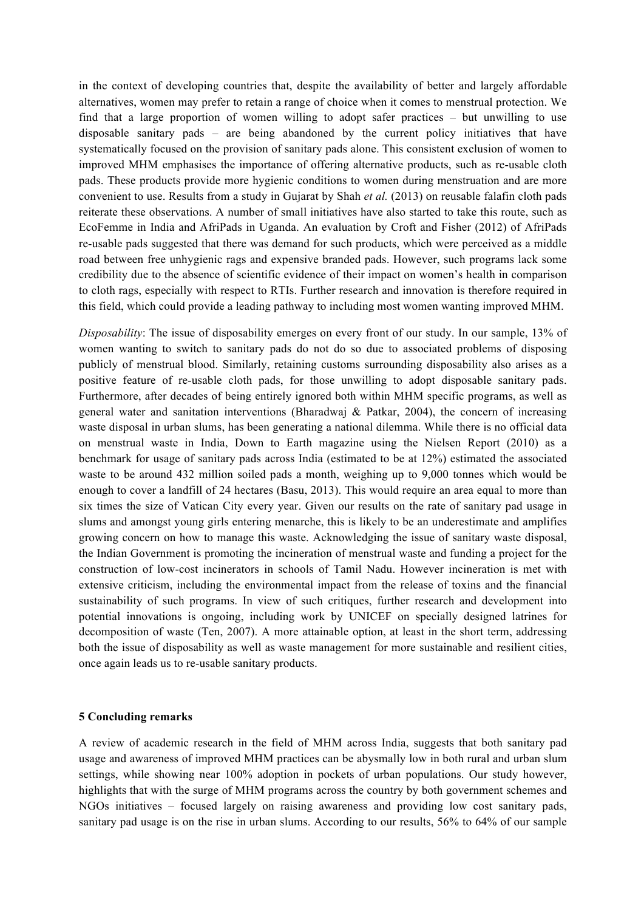in the context of developing countries that, despite the availability of better and largely affordable alternatives, women may prefer to retain a range of choice when it comes to menstrual protection. We find that a large proportion of women willing to adopt safer practices – but unwilling to use disposable sanitary pads – are being abandoned by the current policy initiatives that have systematically focused on the provision of sanitary pads alone. This consistent exclusion of women to improved MHM emphasises the importance of offering alternative products, such as re-usable cloth pads. These products provide more hygienic conditions to women during menstruation and are more convenient to use. Results from a study in Gujarat by Shah *et al.* (2013) on reusable falafin cloth pads reiterate these observations. A number of small initiatives have also started to take this route, such as EcoFemme in India and AfriPads in Uganda. An evaluation by Croft and Fisher (2012) of AfriPads re-usable pads suggested that there was demand for such products, which were perceived as a middle road between free unhygienic rags and expensive branded pads. However, such programs lack some credibility due to the absence of scientific evidence of their impact on women's health in comparison to cloth rags, especially with respect to RTIs. Further research and innovation is therefore required in this field, which could provide a leading pathway to including most women wanting improved MHM.

*Disposability*: The issue of disposability emerges on every front of our study. In our sample, 13% of women wanting to switch to sanitary pads do not do so due to associated problems of disposing publicly of menstrual blood. Similarly, retaining customs surrounding disposability also arises as a positive feature of re-usable cloth pads, for those unwilling to adopt disposable sanitary pads. Furthermore, after decades of being entirely ignored both within MHM specific programs, as well as general water and sanitation interventions (Bharadwaj & Patkar, 2004), the concern of increasing waste disposal in urban slums, has been generating a national dilemma. While there is no official data on menstrual waste in India, Down to Earth magazine using the Nielsen Report (2010) as a benchmark for usage of sanitary pads across India (estimated to be at 12%) estimated the associated waste to be around 432 million soiled pads a month, weighing up to 9,000 tonnes which would be enough to cover a landfill of 24 hectares (Basu, 2013). This would require an area equal to more than six times the size of Vatican City every year. Given our results on the rate of sanitary pad usage in slums and amongst young girls entering menarche, this is likely to be an underestimate and amplifies growing concern on how to manage this waste. Acknowledging the issue of sanitary waste disposal, the Indian Government is promoting the incineration of menstrual waste and funding a project for the construction of low-cost incinerators in schools of Tamil Nadu. However incineration is met with extensive criticism, including the environmental impact from the release of toxins and the financial sustainability of such programs. In view of such critiques, further research and development into potential innovations is ongoing, including work by UNICEF on specially designed latrines for decomposition of waste (Ten, 2007). A more attainable option, at least in the short term, addressing both the issue of disposability as well as waste management for more sustainable and resilient cities, once again leads us to re-usable sanitary products.

## 5 Concluding remarks

A review of academic research in the field of MHM across India, suggests that both sanitary pad usage and awareness of improved MHM practices can be abysmally low in both rural and urban slum settings, while showing near 100% adoption in pockets of urban populations. Our study however, highlights that with the surge of MHM programs across the country by both government schemes and NGOs initiatives – focused largely on raising awareness and providing low cost sanitary pads, sanitary pad usage is on the rise in urban slums. According to our results, 56% to 64% of our sample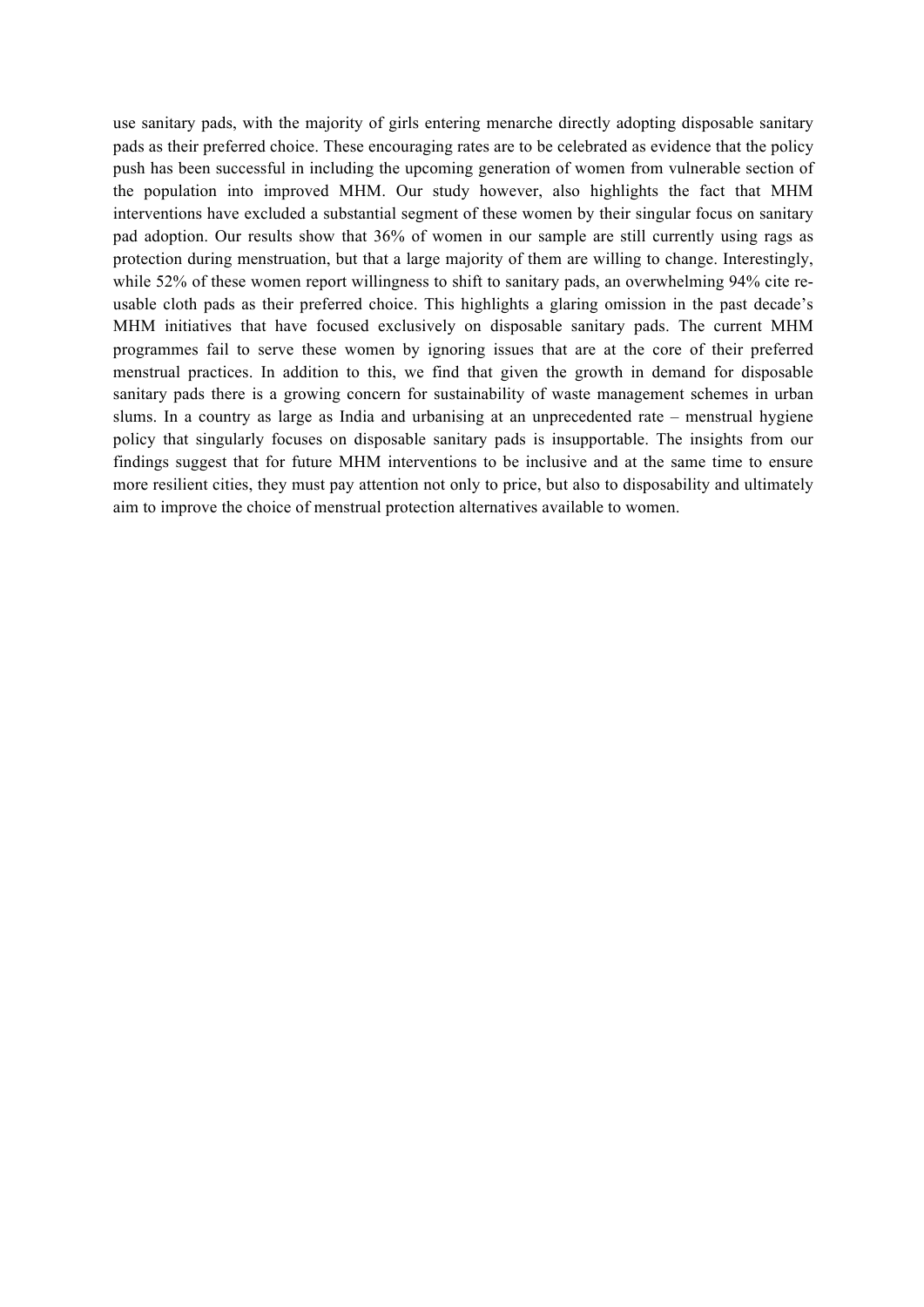use sanitary pads, with the majority of girls entering menarche directly adopting disposable sanitary pads as their preferred choice. These encouraging rates are to be celebrated as evidence that the policy push has been successful in including the upcoming generation of women from vulnerable section of the population into improved MHM. Our study however, also highlights the fact that MHM interventions have excluded a substantial segment of these women by their singular focus on sanitary pad adoption. Our results show that 36% of women in our sample are still currently using rags as protection during menstruation, but that a large majority of them are willing to change. Interestingly, while 52% of these women report willingness to shift to sanitary pads, an overwhelming 94% cite re-usable cloth pads as their preferred choice. This highlights a glaring omission in the past decade's MHM initiatives that have focused exclusively on disposable sanitary pads. The current MHM programmes fail to serve these women by ignoring issues that are at the core of their preferred menstrual practices. In addition to this, we find that given the growth in demand for disposable sanitary pads there is a growing concern for sustainability of waste management schemes in urban slums. In a country as large as India and urbanising at an unprecedented rate – menstrual hygiene policy that singularly focuses on disposable sanitary pads is insupportable. The insights from our findings suggest that for future MHM interventions to be inclusive and at the same time to ensure more resilient cities, they must pay attention not only to price, but also to disposability and ultimately aim to improve the choice of menstrual protection alternatives available to women.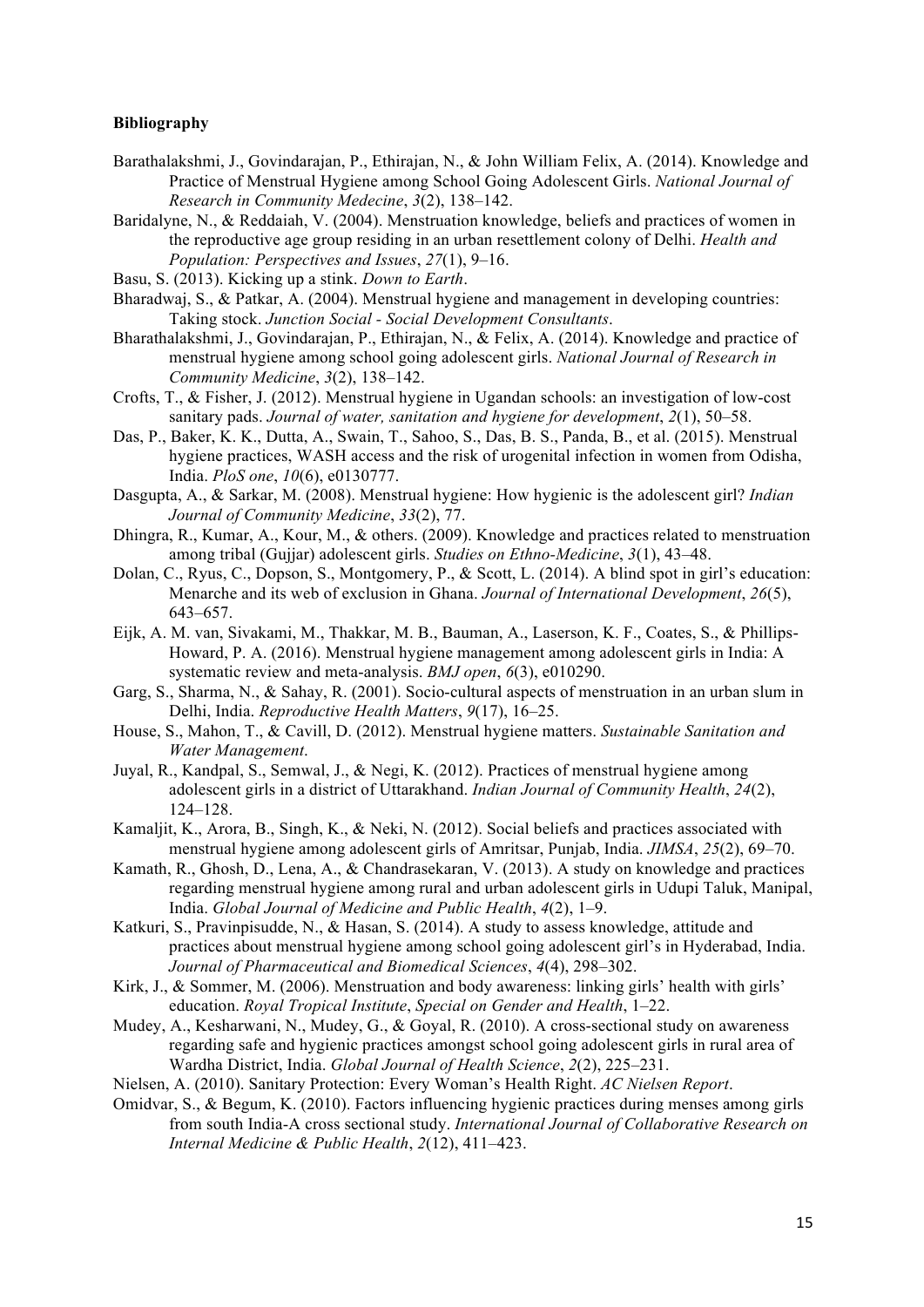**Bibliography**

Barathalakshmi, J., Govindarajan, P., Ethirajan, N., & John William Felix, A. (2014). Knowledge and Practice of Menstrual Hygiene among School Going Adolescent Girls. *National Journal of Research in Community Medecine*, *3*(2), 138–142.

Baridalyne, N., & Reddaiah, V. (2004). Menstruation knowledge, beliefs and practices of women in the reproductive age group residing in an urban resettlement colony of Delhi. *Health and Population: Perspectives and Issues*, *27*(1), 9–16.

Basu, S. (2013). Kicking up a stink. *Down to Earth*.

Bharadwaj, S., & Patkar, A. (2004). Menstrual hygiene and management in developing countries: Taking stock. *Junction Social - Social Development Consultants*.

Bharathalakshmi, J., Govindarajan, P., Ethirajan, N., & Felix, A. (2014). Knowledge and practice of menstrual hygiene among school going adolescent girls. *National Journal of Research in Community Medicine*, *3*(2), 138–142.

Crofts, T., & Fisher, J. (2012). Menstrual hygiene in Ugandan schools: an investigation of low-cost sanitary pads. *Journal of water, sanitation and hygiene for development*, *2*(1), 50–58.

Das, P., Baker, K. K., Dutta, A., Swain, T., Sahoo, S., Das, B. S., Panda, B., et al. (2015). Menstrual hygiene practices, WASH access and the risk of urogenital infection in women from Odisha, India. *PloS one*, *10*(6), e0130777.

Dasgupta, A., & Sarkar, M. (2008). Menstrual hygiene: How hygienic is the adolescent girl? *Indian Journal of Community Medicine*, *33*(2), 77.

Dhingra, R., Kumar, A., Kour, M., & others. (2009). Knowledge and practices related to menstruation among tribal (Gujjar) adolescent girls. *Studies on Ethno-Medicine*, *3*(1), 43–48.

Dolan, C., Ryus, C., Dopson, S., Montgomery, P., & Scott, L. (2014). A blind spot in girl's education: Menarche and its web of exclusion in Ghana. *Journal of International Development*, *26*(5), 643–657.

Eijk, A. M. van, Sivakami, M., Thakkar, M. B., Bauman, A., Laserson, K. F., Coates, S., & Phillips-Howard, P. A. (2016). Menstrual hygiene management among adolescent girls in India: A systematic review and meta-analysis. *BMJ open*, *6*(3), e010290.

Garg, S., Sharma, N., & Sahay, R. (2001). Socio-cultural aspects of menstruation in an urban slum in Delhi, India. *Reproductive Health Matters*, *9*(17), 16–25.

House, S., Mahon, T., & Cavill, D. (2012). Menstrual hygiene matters. *Sustainable Sanitation and Water Management*.

Juyal, R., Kandpal, S., Semwal, J., & Negi, K. (2012). Practices of menstrual hygiene among adolescent girls in a district of Uttarakhand. *Indian Journal of Community Health*, *24*(2), 124–128.

Kamaljit, K., Arora, B., Singh, K., & Neki, N. (2012). Social beliefs and practices associated with menstrual hygiene among adolescent girls of Amritsar, Punjab, India. *JIMSA*, *25*(2), 69–70.

Kamath, R., Ghosh, D., Lena, A., & Chandrasekaran, V. (2013). A study on knowledge and practices regarding menstrual hygiene among rural and urban adolescent girls in Udupi Taluk, Manipal, India. *Global Journal of Medicine and Public Health*, *4*(2), 1–9.

Katkuri, S., Pravinpisudde, N., & Hasan, S. (2014). A study to assess knowledge, attitude and practices about menstrual hygiene among school going adolescent girl's in Hyderabad, India. *Journal of Pharmaceutical and Biomedical Sciences*, *4*(4), 298–302.

Kirk, J., & Sommer, M. (2006). Menstruation and body awareness: linking girls' health with girls' education. *Royal Tropical Institute*, *Special on Gender and Health*, 1–22.

Mudey, A., Kesharwani, N., Mudey, G., & Goyal, R. (2010). A cross-sectional study on awareness regarding safe and hygienic practices amongst school going adolescent girls in rural area of Wardha District, India. *Global Journal of Health Science*, *2*(2), 225–231.

Nielsen, A. (2010). Sanitary Protection: Every Woman's Health Right. *AC Nielsen Report*.

Omidvar, S., & Begum, K. (2010). Factors influencing hygienic practices during menses among girls from south India-A cross sectional study. *International Journal of Collaborative Research on Internal Medicine & Public Health*, *2*(12), 411–423.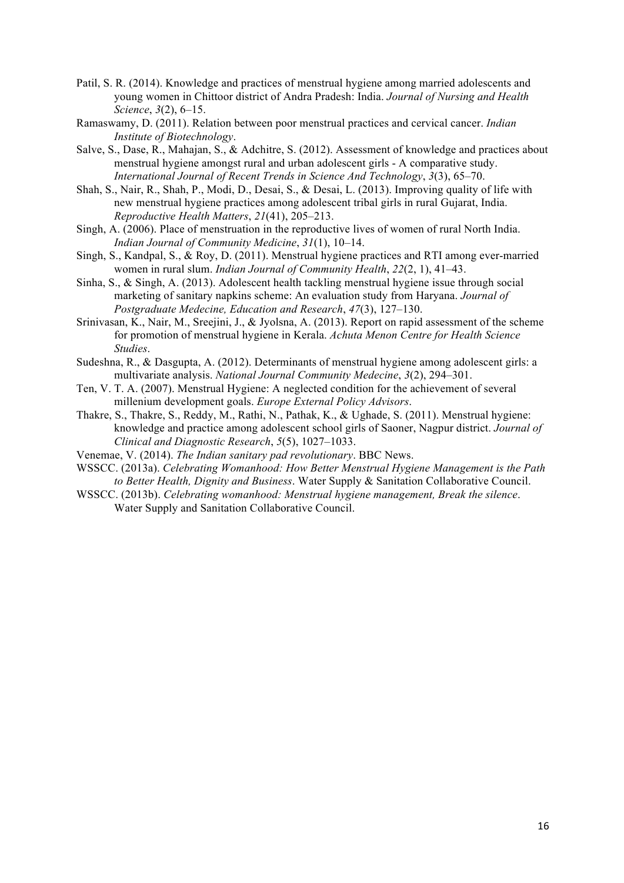Patil, S. R. (2014). Knowledge and practices of menstrual hygiene among married adolescents and young women in Chittoor district of Andra Pradesh: India. *Journal of Nursing and Health Science*, *3*(2), 6–15.

Ramaswamy, D. (2011). Relation between poor menstrual practices and cervical cancer. *Indian Institute of Biotechnology*.

Salve, S., Dase, R., Mahajan, S., & Adchitre, S. (2012). Assessment of knowledge and practices about menstrual hygiene amongst rural and urban adolescent girls - A comparative study. *International Journal of Recent Trends in Science And Technology*, *3*(3), 65–70.

Shah, S., Nair, R., Shah, P., Modi, D., Desai, S., & Desai, L. (2013). Improving quality of life with new menstrual hygiene practices among adolescent tribal girls in rural Gujarat, India. *Reproductive Health Matters*, *21*(41), 205–213.

Singh, A. (2006). Place of menstruation in the reproductive lives of women of rural North India. *Indian Journal of Community Medicine*, *31*(1), 10–14.

Singh, S., Kandpal, S., & Roy, D. (2011). Menstrual hygiene practices and RTI among ever-married women in rural slum. *Indian Journal of Community Health*, *22*(2, 1), 41–43.

Sinha, S., & Singh, A. (2013). Adolescent health tackling menstrual hygiene issue through social marketing of sanitary napkins scheme: An evaluation study from Haryana. *Journal of Postgraduate Medecine, Education and Research*, *47*(3), 127–130.

Srinivasan, K., Nair, M., Sreejini, J., & Jyolsna, A. (2013). Report on rapid assessment of the scheme for promotion of menstrual hygiene in Kerala. *Achuta Menon Centre for Health Science Studies*.

Sudeshna, R., & Dasgupta, A. (2012). Determinants of menstrual hygiene among adolescent girls: a multivariate analysis. *National Journal Community Medecine*, *3*(2), 294–301.

Ten, V. T. A. (2007). Menstrual Hygiene: A neglected condition for the achievement of several millenium development goals. *Europe External Policy Advisors*.

Thakre, S., Thakre, S., Reddy, M., Rathi, N., Pathak, K., & Ughade, S. (2011). Menstrual hygiene: knowledge and practice among adolescent school girls of Saoner, Nagpur district. *Journal of Clinical and Diagnostic Research*, *5*(5), 1027–1033.

Venemae, V. (2014). *The Indian sanitary pad revolutionary*. BBC News.

WSSCC. (2013a). *Celebrating Womanhood: How Better Menstrual Hygiene Management is the Path to Better Health, Dignity and Business*. Water Supply & Sanitation Collaborative Council.

WSSCC. (2013b). *Celebrating womanhood: Menstrual hygiene management, Break the silence*. Water Supply and Sanitation Collaborative Council.